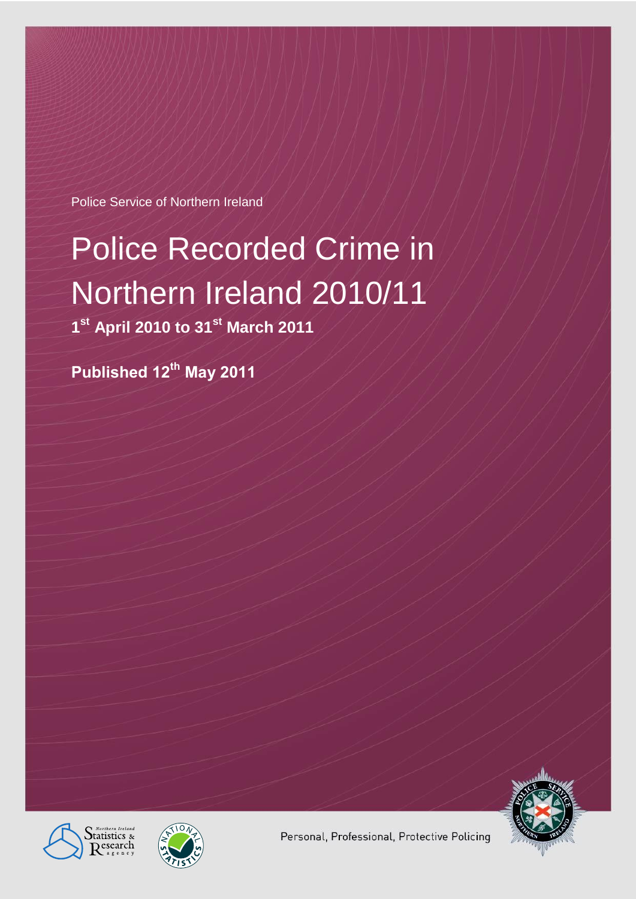Police Service of Northern Ireland

# Police Recorded Crime in Northern Ireland 2010/11

**1st April 2010 to 31st March 2011**

**Published 12th May 2011**

Personal, Professional, Protective Policing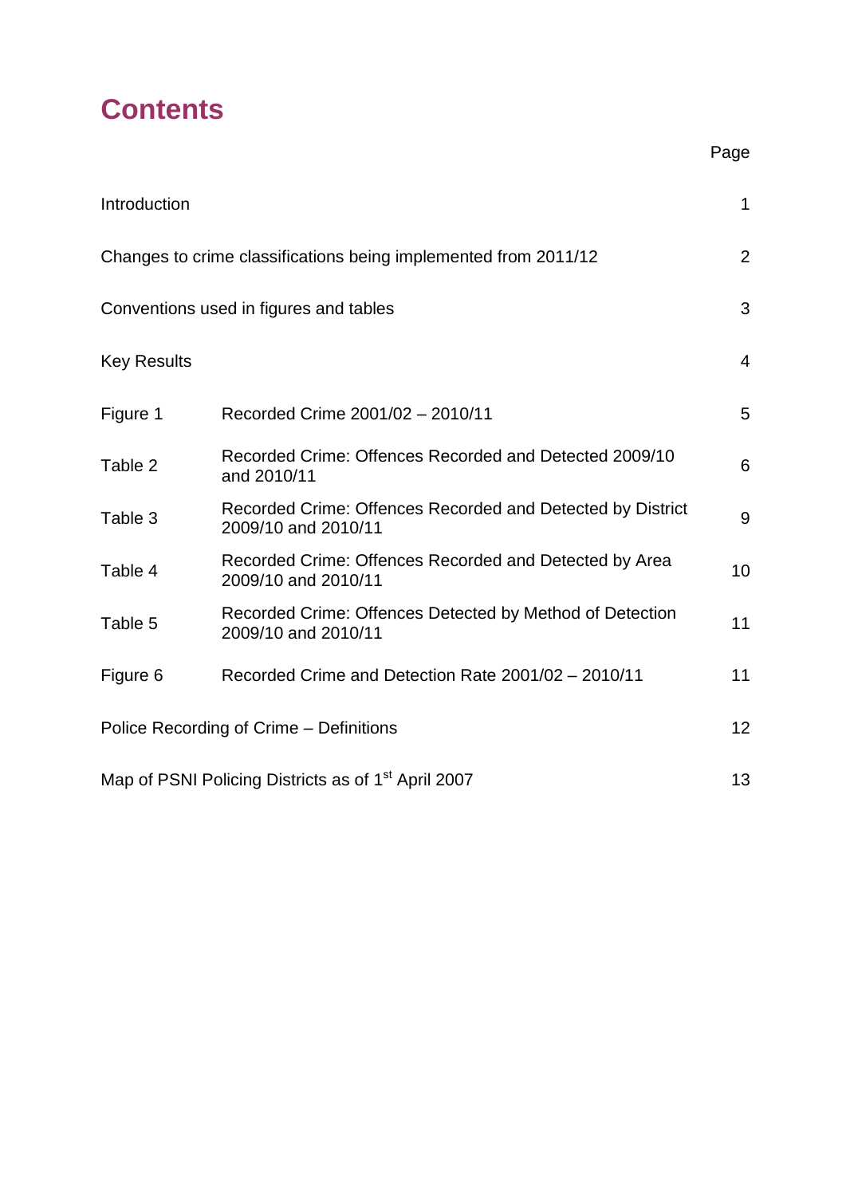# Contents

| | | Page |
|---|---|---|
| Introduction | | 1 |
| Changes to crime classifications being implemented from 2011/12 | | 2 |
| Conventions used in figures and tables | | 3 |
| Key Results | | 4 |
| Figure 1 | Recorded Crime 2001/02 – 2010/11 | 5 |
| Table 2 | Recorded Crime: Offences Recorded and Detected 2009/10 and 2010/11 | 6 |
| Table 3 | Recorded Crime: Offences Recorded and Detected by District 2009/10 and 2010/11 | 9 |
| Table 4 | Recorded Crime: Offences Recorded and Detected by Area 2009/10 and 2010/11 | 10 |
| Table 5 | Recorded Crime: Offences Detected by Method of Detection 2009/10 and 2010/11 | 11 |
| Figure 6 | Recorded Crime and Detection Rate 2001/02 – 2010/11 | 11 |
| Police Recording of Crime – Definitions | | 12 |
| Map of PSNI Policing Districts as of 1st April 2007 | | 13 |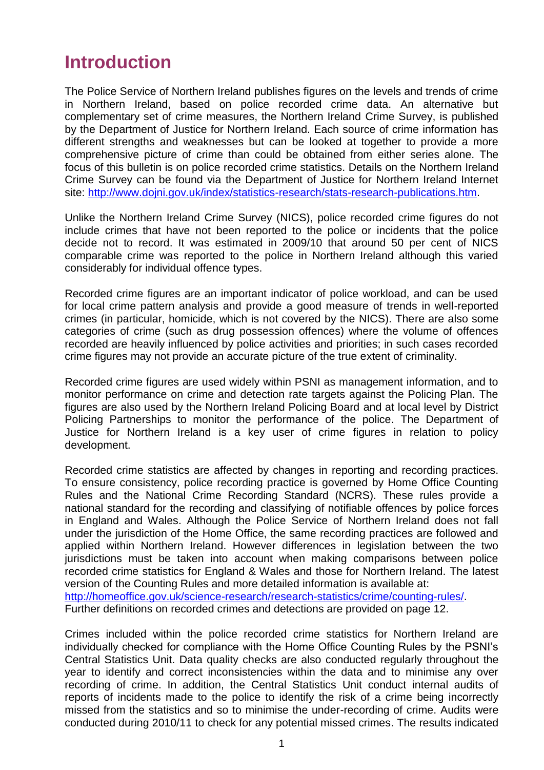# Introduction

The Police Service of Northern Ireland publishes figures on the levels and trends of crime in Northern Ireland, based on police recorded crime data. An alternative but complementary set of crime measures, the Northern Ireland Crime Survey, is published by the Department of Justice for Northern Ireland. Each source of crime information has different strengths and weaknesses but can be looked at together to provide a more comprehensive picture of crime than could be obtained from either series alone. The focus of this bulletin is on police recorded crime statistics. Details on the Northern Ireland Crime Survey can be found via the Department of Justice for Northern Ireland Internet site: [http://www.dojni.gov.uk/index/statistics-research/stats-research-publications.htm](http://www.dojni.gov.uk/index/statistics-research/stats-research-publications.htm).

Unlike the Northern Ireland Crime Survey (NICS), police recorded crime figures do not include crimes that have not been reported to the police or incidents that the police decide not to record. It was estimated in 2009/10 that around 50 per cent of NICS comparable crime was reported to the police in Northern Ireland although this varied considerably for individual offence types.

Recorded crime figures are an important indicator of police workload, and can be used for local crime pattern analysis and provide a good measure of trends in well-reported crimes (in particular, homicide, which is not covered by the NICS). There are also some categories of crime (such as drug possession offences) where the volume of offences recorded are heavily influenced by police activities and priorities; in such cases recorded crime figures may not provide an accurate picture of the true extent of criminality.

Recorded crime figures are used widely within PSNI as management information, and to monitor performance on crime and detection rate targets against the Policing Plan. The figures are also used by the Northern Ireland Policing Board and at local level by District Policing Partnerships to monitor the performance of the police. The Department of Justice for Northern Ireland is a key user of crime figures in relation to policy development.

Recorded crime statistics are affected by changes in reporting and recording practices. To ensure consistency, police recording practice is governed by Home Office Counting Rules and the National Crime Recording Standard (NCRS). These rules provide a national standard for the recording and classifying of notifiable offences by police forces in England and Wales. Although the Police Service of Northern Ireland does not fall under the jurisdiction of the Home Office, the same recording practices are followed and applied within Northern Ireland. However differences in legislation between the two jurisdictions must be taken into account when making comparisons between police recorded crime statistics for England & Wales and those for Northern Ireland. The latest version of the Counting Rules and more detailed information is available at:
[http://homeoffice.gov.uk/science-research/research-statistics/crime/counting-rules/](http://homeoffice.gov.uk/science-research/research-statistics/crime/counting-rules/).
Further definitions on recorded crimes and detections are provided on page 12.

Crimes included within the police recorded crime statistics for Northern Ireland are individually checked for compliance with the Home Office Counting Rules by the PSNI's Central Statistics Unit. Data quality checks are also conducted regularly throughout the year to identify and correct inconsistencies within the data and to minimise any over recording of crime. In addition, the Central Statistics Unit conduct internal audits of reports of incidents made to the police to identify the risk of a crime being incorrectly missed from the statistics and so to minimise the under-recording of crime. Audits were conducted during 2010/11 to check for any potential missed crimes. The results indicated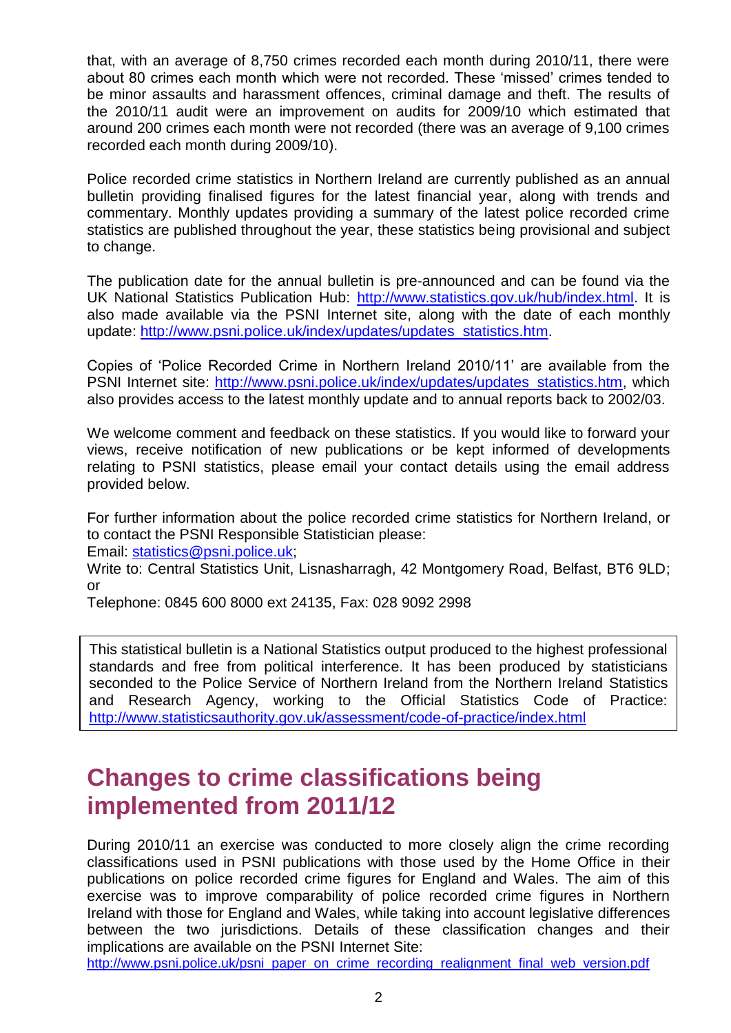that, with an average of 8,750 crimes recorded each month during 2010/11, there were about 80 crimes each month which were not recorded. These 'missed' crimes tended to be minor assaults and harassment offences, criminal damage and theft. The results of the 2010/11 audit were an improvement on audits for 2009/10 which estimated that around 200 crimes each month were not recorded (there was an average of 9,100 crimes recorded each month during 2009/10).

Police recorded crime statistics in Northern Ireland are currently published as an annual bulletin providing finalised figures for the latest financial year, along with trends and commentary. Monthly updates providing a summary of the latest police recorded crime statistics are published throughout the year, these statistics being provisional and subject to change.

The publication date for the annual bulletin is pre-announced and can be found via the UK National Statistics Publication Hub: [http://www.statistics.gov.uk/hub/index.html](http://www.statistics.gov.uk/hub/index.html). It is also made available via the PSNI Internet site, along with the date of each monthly update: [http://www.psni.police.uk/index/updates/updates_statistics.htm](http://www.psni.police.uk/index/updates/updates_statistics.htm).

Copies of 'Police Recorded Crime in Northern Ireland 2010/11' are available from the PSNI Internet site: [http://www.psni.police.uk/index/updates/updates_statistics.htm](http://www.psni.police.uk/index/updates/updates_statistics.htm), which also provides access to the latest monthly update and to annual reports back to 2002/03.

We welcome comment and feedback on these statistics. If you would like to forward your views, receive notification of new publications or be kept informed of developments relating to PSNI statistics, please email your contact details using the email address provided below.

For further information about the police recorded crime statistics for Northern Ireland, or to contact the PSNI Responsible Statistician please:

Email: [statistics@psni.police.uk](mailto:statistics@psni.police.uk);

Write to: Central Statistics Unit, Lisnasharragh, 42 Montgomery Road, Belfast, BT6 9LD; or

Telephone: 0845 600 8000 ext 24135, Fax: 028 9092 2998

> This statistical bulletin is a National Statistics output produced to the highest professional standards and free from political interference. It has been produced by statisticians seconded to the Police Service of Northern Ireland from the Northern Ireland Statistics and Research Agency, working to the Official Statistics Code of Practice: [http://www.statisticsauthority.gov.uk/assessment/code-of-practice/index.html](http://www.statisticsauthority.gov.uk/assessment/code-of-practice/index.html)

# Changes to crime classifications being implemented from 2011/12

During 2010/11 an exercise was conducted to more closely align the crime recording classifications used in PSNI publications with those used by the Home Office in their publications on police recorded crime figures for England and Wales. The aim of this exercise was to improve comparability of police recorded crime figures in Northern Ireland with those for England and Wales, while taking into account legislative differences between the two jurisdictions. Details of these classification changes and their implications are available on the PSNI Internet Site:
[http://www.psni.police.uk/psni_paper_on_crime_recording_realignment_final_web_version.pdf](http://www.psni.police.uk/psni_paper_on_crime_recording_realignment_final_web_version.pdf)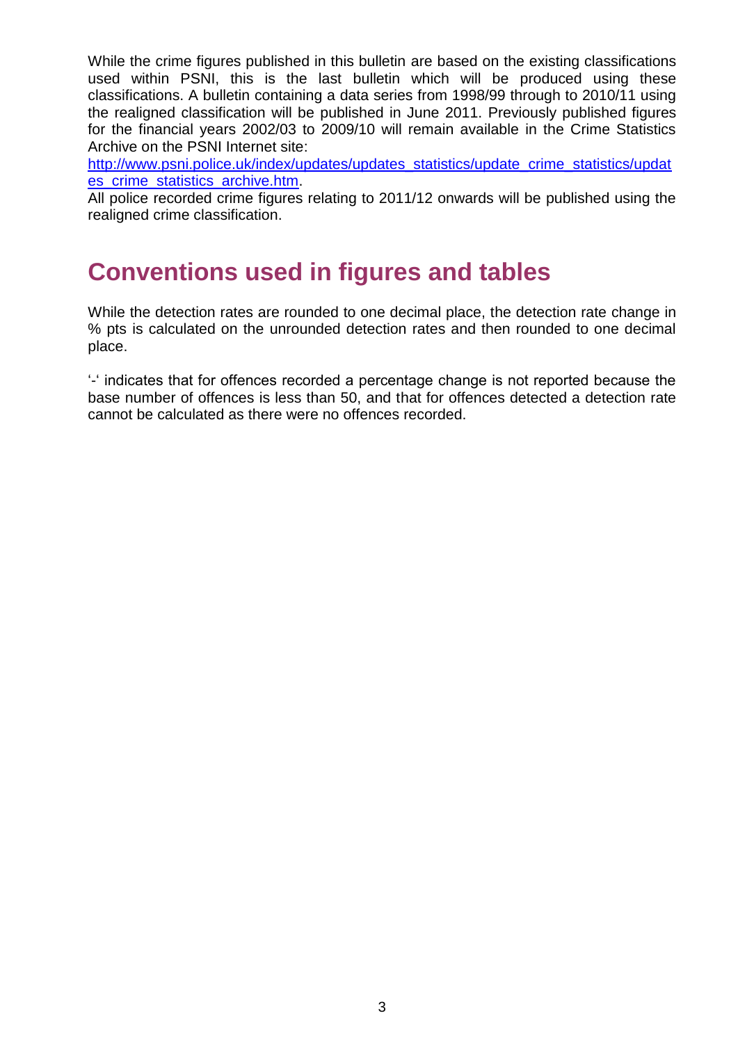While the crime figures published in this bulletin are based on the existing classifications used within PSNI, this is the last bulletin which will be produced using these classifications. A bulletin containing a data series from 1998/99 through to 2010/11 using the realigned classification will be published in June 2011. Previously published figures for the financial years 2002/03 to 2009/10 will remain available in the Crime Statistics Archive on the PSNI Internet site: [http://www.psni.police.uk/index/updates/updates_statistics/update_crime_statistics/updates_crime_statistics_archive.htm](http://www.psni.police.uk/index/updates/updates_statistics/update_crime_statistics/updates_crime_statistics_archive.htm).
All police recorded crime figures relating to 2011/12 onwards will be published using the realigned crime classification.

## Conventions used in figures and tables

While the detection rates are rounded to one decimal place, the detection rate change in % pts is calculated on the unrounded detection rates and then rounded to one decimal place.

'-' indicates that for offences recorded a percentage change is not reported because the base number of offences is less than 50, and that for offences detected a detection rate cannot be calculated as there were no offences recorded.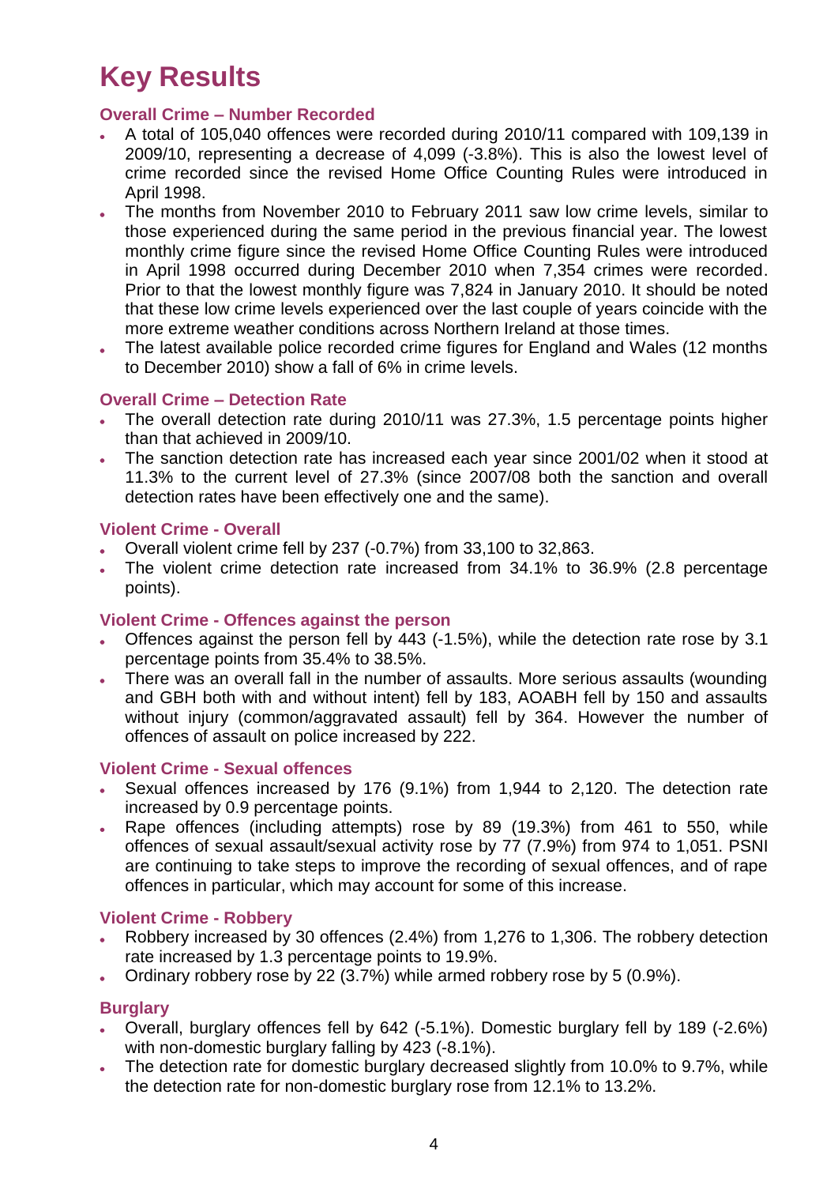# Key Results

### Overall Crime – Number Recorded

- A total of 105,040 offences were recorded during 2010/11 compared with 109,139 in 2009/10, representing a decrease of 4,099 (-3.8%). This is also the lowest level of crime recorded since the revised Home Office Counting Rules were introduced in April 1998.
- The months from November 2010 to February 2011 saw low crime levels, similar to those experienced during the same period in the previous financial year. The lowest monthly crime figure since the revised Home Office Counting Rules were introduced in April 1998 occurred during December 2010 when 7,354 crimes were recorded. Prior to that the lowest monthly figure was 7,824 in January 2010. It should be noted that these low crime levels experienced over the last couple of years coincide with the more extreme weather conditions across Northern Ireland at those times.
- The latest available police recorded crime figures for England and Wales (12 months to December 2010) show a fall of 6% in crime levels.

### Overall Crime – Detection Rate

- The overall detection rate during 2010/11 was 27.3%, 1.5 percentage points higher than that achieved in 2009/10.
- The sanction detection rate has increased each year since 2001/02 when it stood at 11.3% to the current level of 27.3% (since 2007/08 both the sanction and overall detection rates have been effectively one and the same).

### Violent Crime - Overall

- Overall violent crime fell by 237 (-0.7%) from 33,100 to 32,863.
- The violent crime detection rate increased from 34.1% to 36.9% (2.8 percentage points).

### Violent Crime - Offences against the person

- Offences against the person fell by 443 (-1.5%), while the detection rate rose by 3.1 percentage points from 35.4% to 38.5%.
- There was an overall fall in the number of assaults. More serious assaults (wounding and GBH both with and without intent) fell by 183, AOABH fell by 150 and assaults without injury (common/aggravated assault) fell by 364. However the number of offences of assault on police increased by 222.

### Violent Crime - Sexual offences

- Sexual offences increased by 176 (9.1%) from 1,944 to 2,120. The detection rate increased by 0.9 percentage points.
- Rape offences (including attempts) rose by 89 (19.3%) from 461 to 550, while offences of sexual assault/sexual activity rose by 77 (7.9%) from 974 to 1,051. PSNI are continuing to take steps to improve the recording of sexual offences, and of rape offences in particular, which may account for some of this increase.

### Violent Crime - Robbery

- Robbery increased by 30 offences (2.4%) from 1,276 to 1,306. The robbery detection rate increased by 1.3 percentage points to 19.9%.
- Ordinary robbery rose by 22 (3.7%) while armed robbery rose by 5 (0.9%).

### Burglary

- Overall, burglary offences fell by 642 (-5.1%). Domestic burglary fell by 189 (-2.6%) with non-domestic burglary falling by 423 (-8.1%).
- The detection rate for domestic burglary decreased slightly from 10.0% to 9.7%, while the detection rate for non-domestic burglary rose from 12.1% to 13.2%.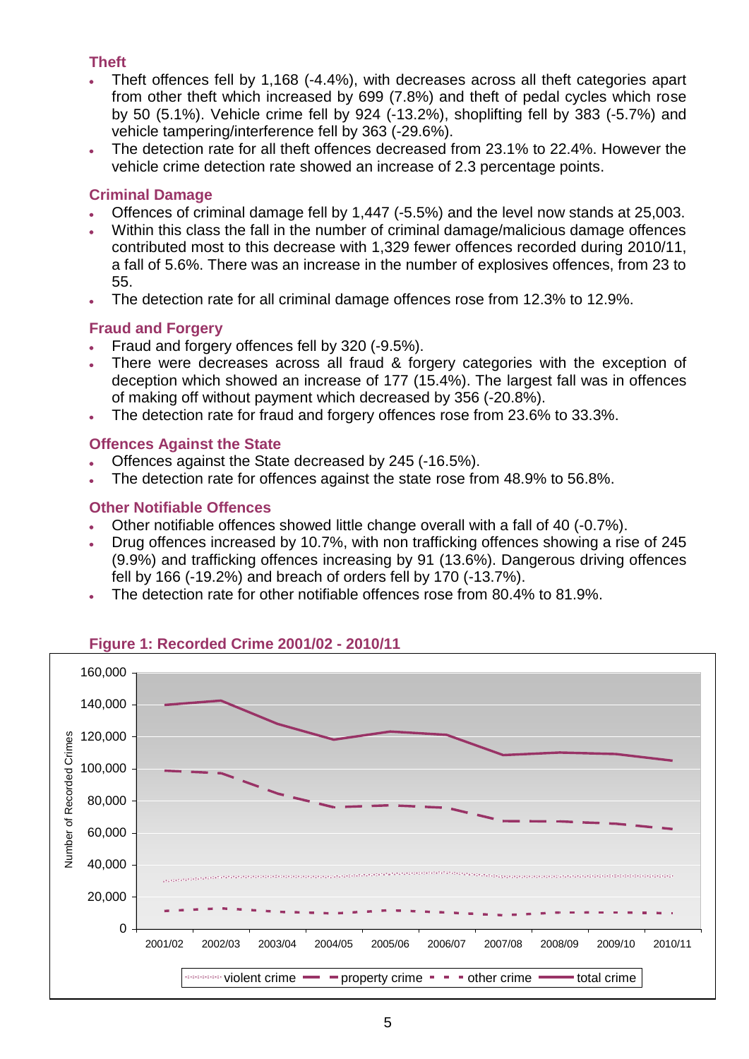### Theft

- Theft offences fell by 1,168 (-4.4%), with decreases across all theft categories apart from other theft which increased by 699 (7.8%) and theft of pedal cycles which rose by 50 (5.1%). Vehicle crime fell by 924 (-13.2%), shoplifting fell by 383 (-5.7%) and vehicle tampering/interference fell by 363 (-29.6%).
- The detection rate for all theft offences decreased from 23.1% to 22.4%. However the vehicle crime detection rate showed an increase of 2.3 percentage points.

### Criminal Damage

- Offences of criminal damage fell by 1,447 (-5.5%) and the level now stands at 25,003.
- Within this class the fall in the number of criminal damage/malicious damage offences contributed most to this decrease with 1,329 fewer offences recorded during 2010/11, a fall of 5.6%. There was an increase in the number of explosives offences, from 23 to 55.
- The detection rate for all criminal damage offences rose from 12.3% to 12.9%.

### Fraud and Forgery

- Fraud and forgery offences fell by 320 (-9.5%).
- There were decreases across all fraud & forgery categories with the exception of deception which showed an increase of 177 (15.4%). The largest fall was in offences of making off without payment which decreased by 356 (-20.8%).
- The detection rate for fraud and forgery offences rose from 23.6% to 33.3%.

### Offences Against the State

- Offences against the State decreased by 245 (-16.5%).
- The detection rate for offences against the state rose from 48.9% to 56.8%.

### Other Notifiable Offences

- Other notifiable offences showed little change overall with a fall of 40 (-0.7%).
- Drug offences increased by 10.7%, with non trafficking offences showing a rise of 245 (9.9%) and trafficking offences increasing by 91 (13.6%). Dangerous driving offences fell by 166 (-19.2%) and breach of orders fell by 170 (-13.7%).
- The detection rate for other notifiable offences rose from 80.4% to 81.9%.

### Figure 1: Recorded Crime 2001/02 - 2010/11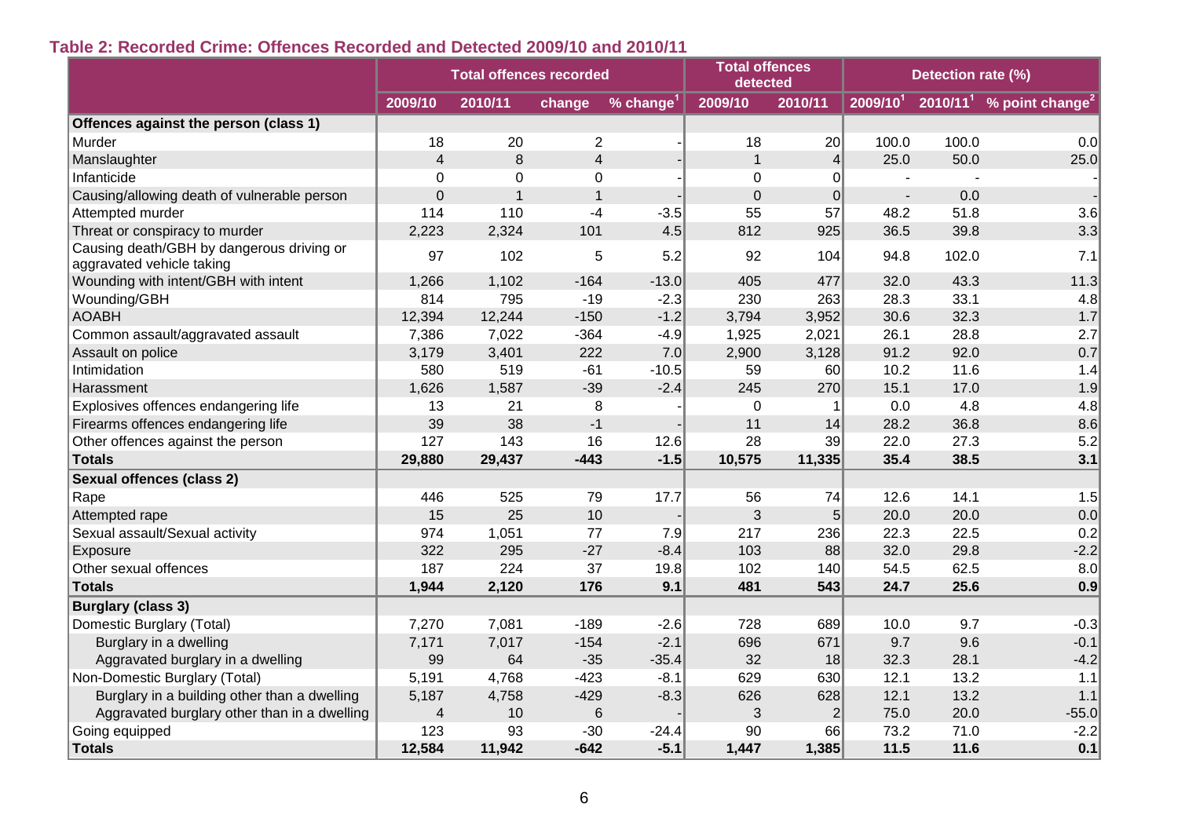**Table 2: Recorded Crime: Offences Recorded and Detected 2009/10 and 2010/11**

| | Total offences recorded | | | | Total offences detected | | Detection rate (%) | | |
|---|---|---|---|---|---|---|---|---|---|
| | 2009/10 | 2010/11 | change | % change[1] | 2009/10 | 2010/11 | 2009/10[1] | 2010/11[1] | % point change[2] |
| **Offences against the person (class 1)** | | | | | | | | | |
| Murder | 18 | 20 | 2 | - | 18 | 20 | 100.0 | 100.0 | 0.0 |
| Manslaughter | 4 | 8 | 4 | - | 1 | 4 | 25.0 | 50.0 | 25.0 |
| Infanticide | 0 | 0 | 0 | - | 0 | 0 | - | - | - |
| Causing/allowing death of vulnerable person | 0 | 1 | 1 | - | 0 | 0 | - | 0.0 | - |
| Attempted murder | 114 | 110 | -4 | -3.5 | 55 | 57 | 48.2 | 51.8 | 3.6 |
| Threat or conspiracy to murder | 2,223 | 2,324 | 101 | 4.5 | 812 | 925 | 36.5 | 39.8 | 3.3 |
| Causing death/GBH by dangerous driving or aggravated vehicle taking | 97 | 102 | 5 | 5.2 | 92 | 104 | 94.8 | 102.0 | 7.1 |
| Wounding with intent/GBH with intent | 1,266 | 1,102 | -164 | -13.0 | 405 | 477 | 32.0 | 43.3 | 11.3 |
| Wounding/GBH | 814 | 795 | -19 | -2.3 | 230 | 263 | 28.3 | 33.1 | 4.8 |
| AOABH | 12,394 | 12,244 | -150 | -1.2 | 3,794 | 3,952 | 30.6 | 32.3 | 1.7 |
| Common assault/aggravated assault | 7,386 | 7,022 | -364 | -4.9 | 1,925 | 2,021 | 26.1 | 28.8 | 2.7 |
| Assault on police | 3,179 | 3,401 | 222 | 7.0 | 2,900 | 3,128 | 91.2 | 92.0 | 0.7 |
| Intimidation | 580 | 519 | -61 | -10.5 | 59 | 60 | 10.2 | 11.6 | 1.4 |
| Harassment | 1,626 | 1,587 | -39 | -2.4 | 245 | 270 | 15.1 | 17.0 | 1.9 |
| Explosives offences endangering life | 13 | 21 | 8 | - | 0 | 1 | 0.0 | 4.8 | 4.8 |
| Firearms offences endangering life | 39 | 38 | -1 | - | 11 | 14 | 28.2 | 36.8 | 8.6 |
| Other offences against the person | 127 | 143 | 16 | 12.6 | 28 | 39 | 22.0 | 27.3 | 5.2 |
| **Totals** | **29,880** | **29,437** | **-443** | **-1.5** | **10,575** | **11,335** | **35.4** | **38.5** | **3.1** |
| **Sexual offences (class 2)** | | | | | | | | | |
| Rape | 446 | 525 | 79 | 17.7 | 56 | 74 | 12.6 | 14.1 | 1.5 |
| Attempted rape | 15 | 25 | 10 | - | 3 | 5 | 20.0 | 20.0 | 0.0 |
| Sexual assault/Sexual activity | 974 | 1,051 | 77 | 7.9 | 217 | 236 | 22.3 | 22.5 | 0.2 |
| Exposure | 322 | 295 | -27 | -8.4 | 103 | 88 | 32.0 | 29.8 | -2.2 |
| Other sexual offences | 187 | 224 | 37 | 19.8 | 102 | 140 | 54.5 | 62.5 | 8.0 |
| **Totals** | **1,944** | **2,120** | **176** | **9.1** | **481** | **543** | **24.7** | **25.6** | **0.9** |
| **Burglary (class 3)** | | | | | | | | | |
| Domestic Burglary (Total) | 7,270 | 7,081 | -189 | -2.6 | 728 | 689 | 10.0 | 9.7 | -0.3 |
| Burglary in a dwelling | 7,171 | 7,017 | -154 | -2.1 | 696 | 671 | 9.7 | 9.6 | -0.1 |
| Aggravated burglary in a dwelling | 99 | 64 | -35 | -35.4 | 32 | 18 | 32.3 | 28.1 | -4.2 |
| Non-Domestic Burglary (Total) | 5,191 | 4,768 | -423 | -8.1 | 629 | 630 | 12.1 | 13.2 | 1.1 |
| Burglary in a building other than a dwelling | 5,187 | 4,758 | -429 | -8.3 | 626 | 628 | 12.1 | 13.2 | 1.1 |
| Aggravated burglary other than in a dwelling | 4 | 10 | 6 | - | 3 | 2 | 75.0 | 20.0 | -55.0 |
| Going equipped | 123 | 93 | -30 | -24.4 | 90 | 66 | 73.2 | 71.0 | -2.2 |
| **Totals** | **12,584** | **11,942** | **-642** | **-5.1** | **1,447** | **1,385** | **11.5** | **11.6** | **0.1** |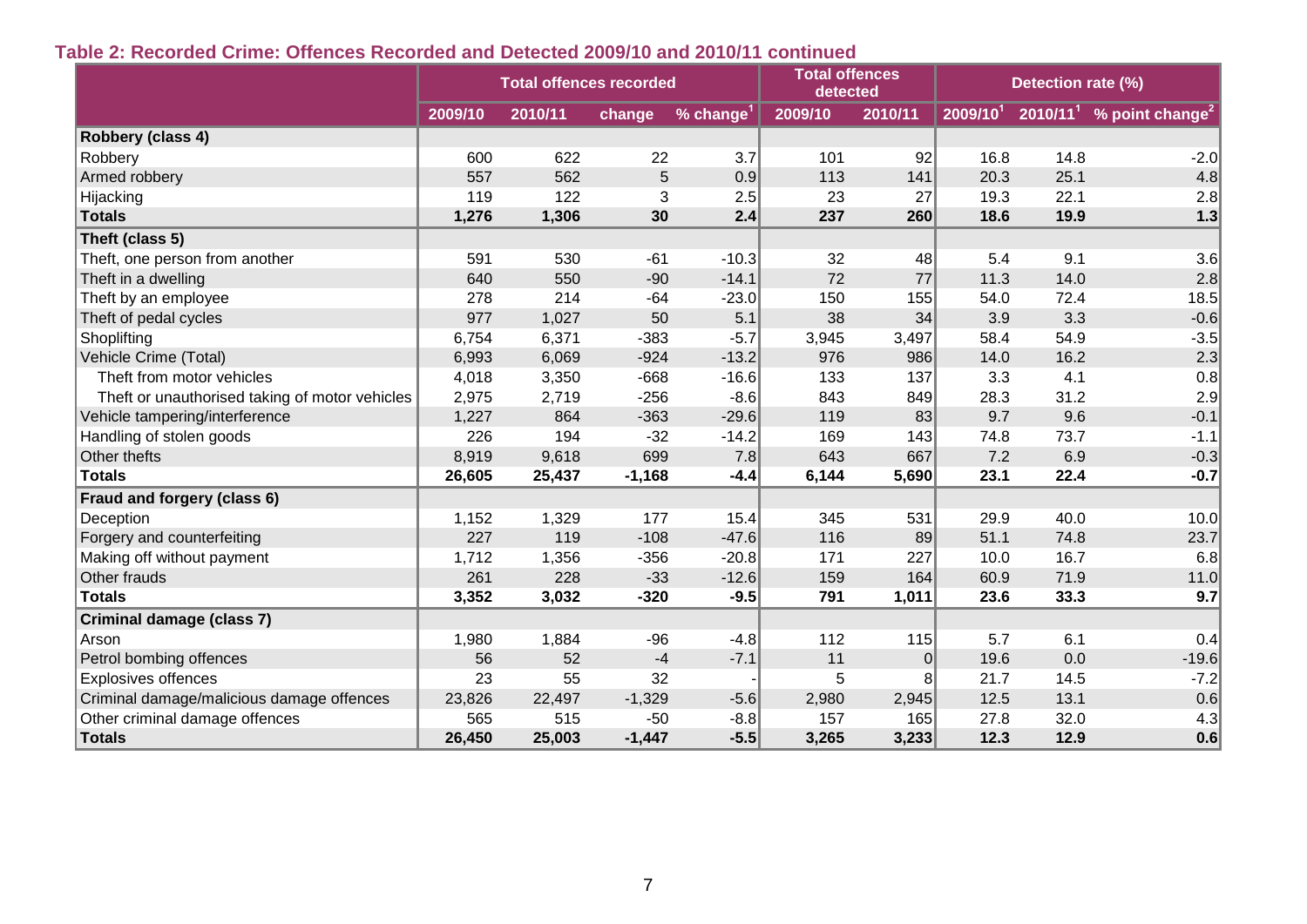### Table 2: Recorded Crime: Offences Recorded and Detected 2009/10 and 2010/11 continued

| | Total offences recorded | | | | Total offences detected | | Detection rate (%) | | |
|---|---|---|---|---|---|---|---|---|---|
| | 2009/10 | 2010/11 | change | % change[1] | 2009/10 | 2010/11 | 2009/10[1] | 2010/11[1] | % point change[2] |
| **Robbery (class 4)** | | | | | | | | | |
| Robbery | 600 | 622 | 22 | 3.7 | 101 | 92 | 16.8 | 14.8 | -2.0 |
| Armed robbery | 557 | 562 | 5 | 0.9 | 113 | 141 | 20.3 | 25.1 | 4.8 |
| Hijacking | 119 | 122 | 3 | 2.5 | 23 | 27 | 19.3 | 22.1 | 2.8 |
| **Totals** | **1,276** | **1,306** | **30** | **2.4** | **237** | **260** | **18.6** | **19.9** | **1.3** |
| **Theft (class 5)** | | | | | | | | | |
| Theft, one person from another | 591 | 530 | -61 | -10.3 | 32 | 48 | 5.4 | 9.1 | 3.6 |
| Theft in a dwelling | 640 | 550 | -90 | -14.1 | 72 | 77 | 11.3 | 14.0 | 2.8 |
| Theft by an employee | 278 | 214 | -64 | -23.0 | 150 | 155 | 54.0 | 72.4 | 18.5 |
| Theft of pedal cycles | 977 | 1,027 | 50 | 5.1 | 38 | 34 | 3.9 | 3.3 | -0.6 |
| Shoplifting | 6,754 | 6,371 | -383 | -5.7 | 3,945 | 3,497 | 58.4 | 54.9 | -3.5 |
| Vehicle Crime (Total) | 6,993 | 6,069 | -924 | -13.2 | 976 | 986 | 14.0 | 16.2 | 2.3 |
| Theft from motor vehicles | 4,018 | 3,350 | -668 | -16.6 | 133 | 137 | 3.3 | 4.1 | 0.8 |
| Theft or unauthorised taking of motor vehicles | 2,975 | 2,719 | -256 | -8.6 | 843 | 849 | 28.3 | 31.2 | 2.9 |
| Vehicle tampering/interference | 1,227 | 864 | -363 | -29.6 | 119 | 83 | 9.7 | 9.6 | -0.1 |
| Handling of stolen goods | 226 | 194 | -32 | -14.2 | 169 | 143 | 74.8 | 73.7 | -1.1 |
| Other thefts | 8,919 | 9,618 | 699 | 7.8 | 643 | 667 | 7.2 | 6.9 | -0.3 |
| **Totals** | **26,605** | **25,437** | **-1,168** | **-4.4** | **6,144** | **5,690** | **23.1** | **22.4** | **-0.7** |
| **Fraud and forgery (class 6)** | | | | | | | | | |
| Deception | 1,152 | 1,329 | 177 | 15.4 | 345 | 531 | 29.9 | 40.0 | 10.0 |
| Forgery and counterfeiting | 227 | 119 | -108 | -47.6 | 116 | 89 | 51.1 | 74.8 | 23.7 |
| Making off without payment | 1,712 | 1,356 | -356 | -20.8 | 171 | 227 | 10.0 | 16.7 | 6.8 |
| Other frauds | 261 | 228 | -33 | -12.6 | 159 | 164 | 60.9 | 71.9 | 11.0 |
| **Totals** | **3,352** | **3,032** | **-320** | **-9.5** | **791** | **1,011** | **23.6** | **33.3** | **9.7** |
| **Criminal damage (class 7)** | | | | | | | | | |
| Arson | 1,980 | 1,884 | -96 | -4.8 | 112 | 115 | 5.7 | 6.1 | 0.4 |
| Petrol bombing offences | 56 | 52 | -4 | -7.1 | 11 | 0 | 19.6 | 0.0 | -19.6 |
| Explosives offences | 23 | 55 | 32 | - | 5 | 8 | 21.7 | 14.5 | -7.2 |
| Criminal damage/malicious damage offences | 23,826 | 22,497 | -1,329 | -5.6 | 2,980 | 2,945 | 12.5 | 13.1 | 0.6 |
| Other criminal damage offences | 565 | 515 | -50 | -8.8 | 157 | 165 | 27.8 | 32.0 | 4.3 |
| **Totals** | **26,450** | **25,003** | **-1,447** | **-5.5** | **3,265** | **3,233** | **12.3** | **12.9** | **0.6** |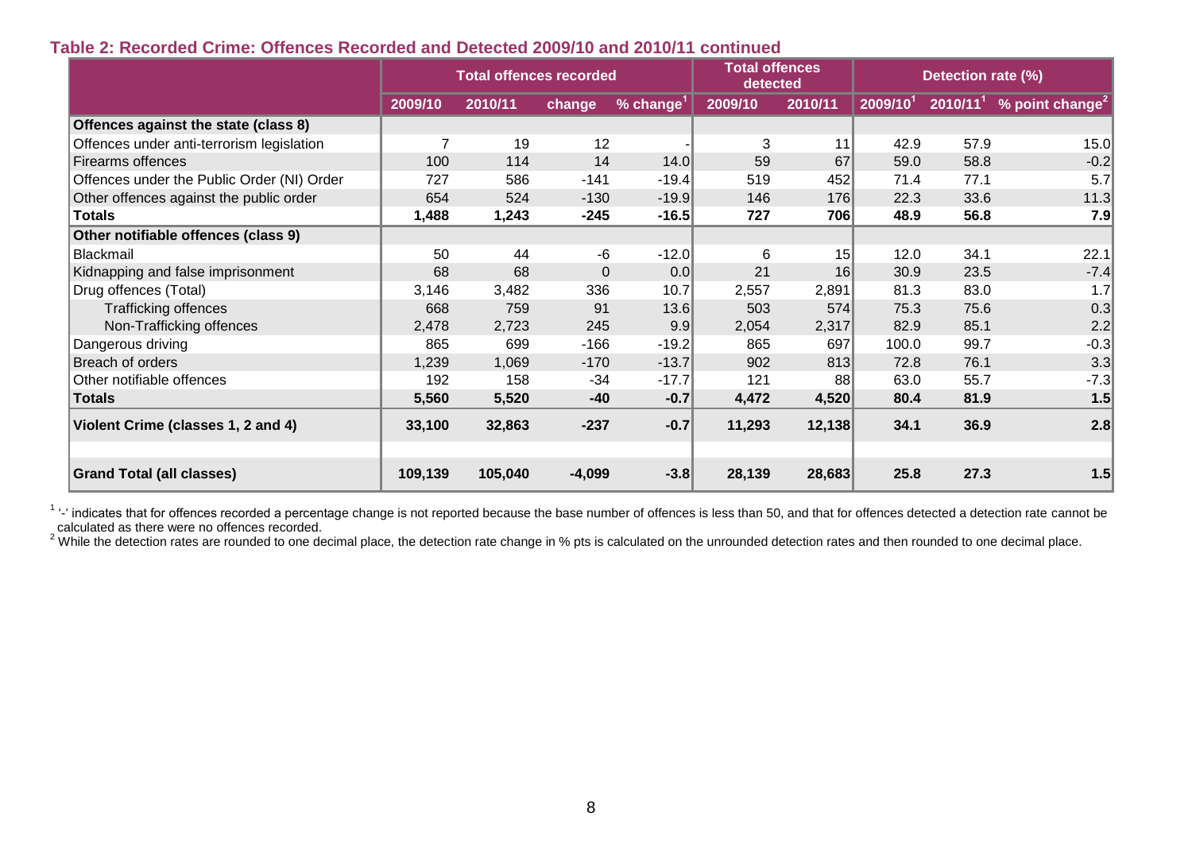**Table 2: Recorded Crime: Offences Recorded and Detected 2009/10 and 2010/11 continued**

| | Total offences recorded | | | | Total offences detected | | Detection rate (%) | | |
|---|---|---|---|---|---|---|---|---|---|
| | 2009/10 | 2010/11 | change | % change[1] | 2009/10 | 2010/11 | 2009/10[1] | 2010/11[1] | % point change[2] |
| **Offences against the state (class 8)** | | | | | | | | | |
| Offences under anti-terrorism legislation | 7 | 19 | 12 | - | 3 | 11 | 42.9 | 57.9 | 15.0 |
| Firearms offences | 100 | 114 | 14 | 14.0 | 59 | 67 | 59.0 | 58.8 | -0.2 |
| Offences under the Public Order (NI) Order | 727 | 586 | -141 | -19.4 | 519 | 452 | 71.4 | 77.1 | 5.7 |
| Other offences against the public order | 654 | 524 | -130 | -19.9 | 146 | 176 | 22.3 | 33.6 | 11.3 |
| **Totals** | **1,488** | **1,243** | **-245** | **-16.5** | **727** | **706** | **48.9** | **56.8** | **7.9** |
| **Other notifiable offences (class 9)** | | | | | | | | | |
| Blackmail | 50 | 44 | -6 | -12.0 | 6 | 15 | 12.0 | 34.1 | 22.1 |
| Kidnapping and false imprisonment | 68 | 68 | 0 | 0.0 | 21 | 16 | 30.9 | 23.5 | -7.4 |
| Drug offences (Total) | 3,146 | 3,482 | 336 | 10.7 | 2,557 | 2,891 | 81.3 | 83.0 | 1.7 |
| Trafficking offences | 668 | 759 | 91 | 13.6 | 503 | 574 | 75.3 | 75.6 | 0.3 |
| Non-Trafficking offences | 2,478 | 2,723 | 245 | 9.9 | 2,054 | 2,317 | 82.9 | 85.1 | 2.2 |
| Dangerous driving | 865 | 699 | -166 | -19.2 | 865 | 697 | 100.0 | 99.7 | -0.3 |
| Breach of orders | 1,239 | 1,069 | -170 | -13.7 | 902 | 813 | 72.8 | 76.1 | 3.3 |
| Other notifiable offences | 192 | 158 | -34 | -17.7 | 121 | 88 | 63.0 | 55.7 | -7.3 |
| **Totals** | **5,560** | **5,520** | **-40** | **-0.7** | **4,472** | **4,520** | **80.4** | **81.9** | **1.5** |
| **Violent Crime (classes 1, 2 and 4)** | **33,100** | **32,863** | **-237** | **-0.7** | **11,293** | **12,138** | **34.1** | **36.9** | **2.8** |
| | | | | | | | | | |
| **Grand Total (all classes)** | **109,139** | **105,040** | **-4,099** | **-3.8** | **28,139** | **28,683** | **25.8** | **27.3** | **1.5** |

[1] '-' indicates that for offences recorded a percentage change is not reported because the base number of offences is less than 50, and that for offences detected a detection rate cannot be calculated as there were no offences recorded.

[2] While the detection rates are rounded to one decimal place, the detection rate change in % pts is calculated on the unrounded detection rates and then rounded to one decimal place.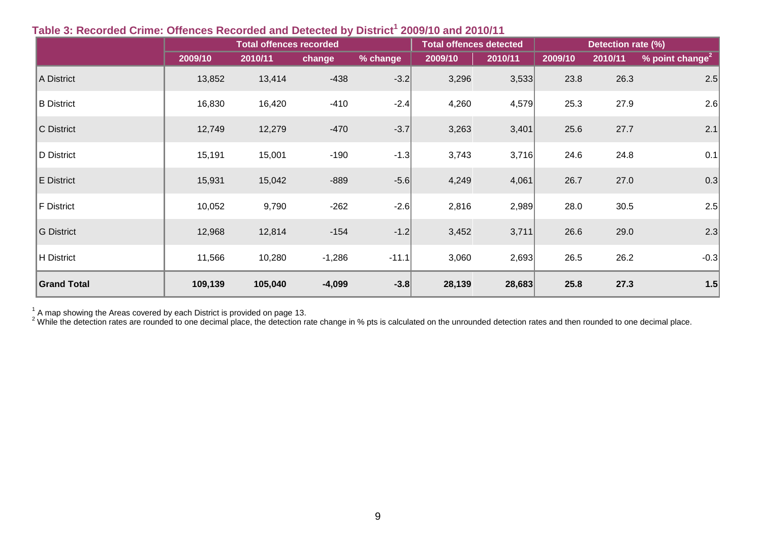### Table 3: Recorded Crime: Offences Recorded and Detected by District[1] 2009/10 and 2010/11

| | Total offences recorded | | | | Total offences detected | | Detection rate (%) | | |
|---|---|---|---|---|---|---|---|---|---|
| | 2009/10 | 2010/11 | change | % change | 2009/10 | 2010/11 | 2009/10 | 2010/11 | % point change[2] |
| A District | 13,852 | 13,414 | -438 | -3.2 | 3,296 | 3,533 | 23.8 | 26.3 | 2.5 |
| B District | 16,830 | 16,420 | -410 | -2.4 | 4,260 | 4,579 | 25.3 | 27.9 | 2.6 |
| C District | 12,749 | 12,279 | -470 | -3.7 | 3,263 | 3,401 | 25.6 | 27.7 | 2.1 |
| D District | 15,191 | 15,001 | -190 | -1.3 | 3,743 | 3,716 | 24.6 | 24.8 | 0.1 |
| E District | 15,931 | 15,042 | -889 | -5.6 | 4,249 | 4,061 | 26.7 | 27.0 | 0.3 |
| F District | 10,052 | 9,790 | -262 | -2.6 | 2,816 | 2,989 | 28.0 | 30.5 | 2.5 |
| G District | 12,968 | 12,814 | -154 | -1.2 | 3,452 | 3,711 | 26.6 | 29.0 | 2.3 |
| H District | 11,566 | 10,280 | -1,286 | -11.1 | 3,060 | 2,693 | 26.5 | 26.2 | -0.3 |
| **Grand Total** | **109,139** | **105,040** | **-4,099** | **-3.8** | **28,139** | **28,683** | **25.8** | **27.3** | **1.5** |

[1] A map showing the Areas covered by each District is provided on page 13.
[2] While the detection rates are rounded to one decimal place, the detection rate change in % pts is calculated on the unrounded detection rates and then rounded to one decimal place.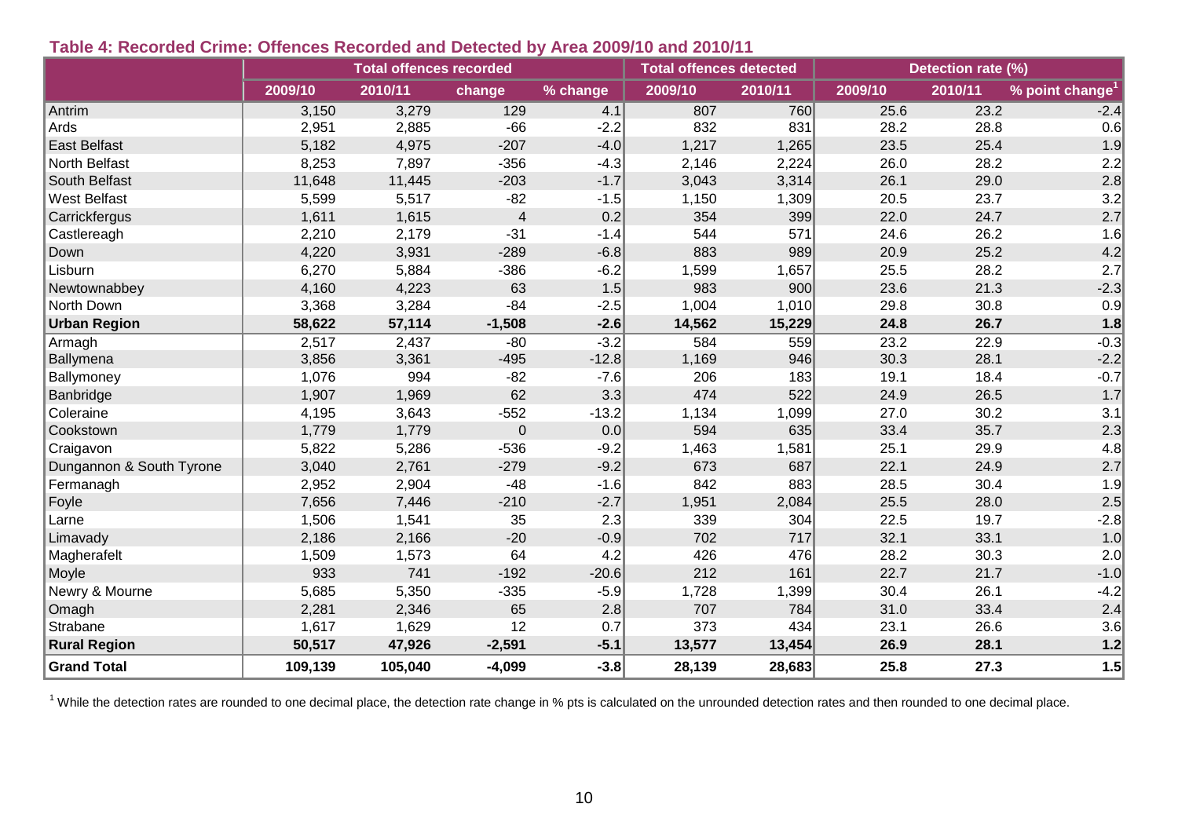### Table 4: Recorded Crime: Offences Recorded and Detected by Area 2009/10 and 2010/11

| | Total offences recorded | | | | Total offences detected | | Detection rate (%) | | |
|---|---|---|---|---|---|---|---|---|---|
| | 2009/10 | 2010/11 | change | % change | 2009/10 | 2010/11 | 2009/10 | 2010/11 | % point change[1] |
| Antrim | 3,150 | 3,279 | 129 | 4.1 | 807 | 760 | 25.6 | 23.2 | -2.4 |
| Ards | 2,951 | 2,885 | -66 | -2.2 | 832 | 831 | 28.2 | 28.8 | 0.6 |
| East Belfast | 5,182 | 4,975 | -207 | -4.0 | 1,217 | 1,265 | 23.5 | 25.4 | 1.9 |
| North Belfast | 8,253 | 7,897 | -356 | -4.3 | 2,146 | 2,224 | 26.0 | 28.2 | 2.2 |
| South Belfast | 11,648 | 11,445 | -203 | -1.7 | 3,043 | 3,314 | 26.1 | 29.0 | 2.8 |
| West Belfast | 5,599 | 5,517 | -82 | -1.5 | 1,150 | 1,309 | 20.5 | 23.7 | 3.2 |
| Carrickfergus | 1,611 | 1,615 | 4 | 0.2 | 354 | 399 | 22.0 | 24.7 | 2.7 |
| Castlereagh | 2,210 | 2,179 | -31 | -1.4 | 544 | 571 | 24.6 | 26.2 | 1.6 |
| Down | 4,220 | 3,931 | -289 | -6.8 | 883 | 989 | 20.9 | 25.2 | 4.2 |
| Lisburn | 6,270 | 5,884 | -386 | -6.2 | 1,599 | 1,657 | 25.5 | 28.2 | 2.7 |
| Newtownabbey | 4,160 | 4,223 | 63 | 1.5 | 983 | 900 | 23.6 | 21.3 | -2.3 |
| North Down | 3,368 | 3,284 | -84 | -2.5 | 1,004 | 1,010 | 29.8 | 30.8 | 0.9 |
| **Urban Region** | **58,622** | **57,114** | **-1,508** | **-2.6** | **14,562** | **15,229** | **24.8** | **26.7** | **1.8** |
| Armagh | 2,517 | 2,437 | -80 | -3.2 | 584 | 559 | 23.2 | 22.9 | -0.3 |
| Ballymena | 3,856 | 3,361 | -495 | -12.8 | 1,169 | 946 | 30.3 | 28.1 | -2.2 |
| Ballymoney | 1,076 | 994 | -82 | -7.6 | 206 | 183 | 19.1 | 18.4 | -0.7 |
| Banbridge | 1,907 | 1,969 | 62 | 3.3 | 474 | 522 | 24.9 | 26.5 | 1.7 |
| Coleraine | 4,195 | 3,643 | -552 | -13.2 | 1,134 | 1,099 | 27.0 | 30.2 | 3.1 |
| Cookstown | 1,779 | 1,779 | 0 | 0.0 | 594 | 635 | 33.4 | 35.7 | 2.3 |
| Craigavon | 5,822 | 5,286 | -536 | -9.2 | 1,463 | 1,581 | 25.1 | 29.9 | 4.8 |
| Dungannon & South Tyrone | 3,040 | 2,761 | -279 | -9.2 | 673 | 687 | 22.1 | 24.9 | 2.7 |
| Fermanagh | 2,952 | 2,904 | -48 | -1.6 | 842 | 883 | 28.5 | 30.4 | 1.9 |
| Foyle | 7,656 | 7,446 | -210 | -2.7 | 1,951 | 2,084 | 25.5 | 28.0 | 2.5 |
| Larne | 1,506 | 1,541 | 35 | 2.3 | 339 | 304 | 22.5 | 19.7 | -2.8 |
| Limavady | 2,186 | 2,166 | -20 | -0.9 | 702 | 717 | 32.1 | 33.1 | 1.0 |
| Magherafelt | 1,509 | 1,573 | 64 | 4.2 | 426 | 476 | 28.2 | 30.3 | 2.0 |
| Moyle | 933 | 741 | -192 | -20.6 | 212 | 161 | 22.7 | 21.7 | -1.0 |
| Newry & Mourne | 5,685 | 5,350 | -335 | -5.9 | 1,728 | 1,399 | 30.4 | 26.1 | -4.2 |
| Omagh | 2,281 | 2,346 | 65 | 2.8 | 707 | 784 | 31.0 | 33.4 | 2.4 |
| Strabane | 1,617 | 1,629 | 12 | 0.7 | 373 | 434 | 23.1 | 26.6 | 3.6 |
| **Rural Region** | **50,517** | **47,926** | **-2,591** | **-5.1** | **13,577** | **13,454** | **26.9** | **28.1** | **1.2** |
| **Grand Total** | **109,139** | **105,040** | **-4,099** | **-3.8** | **28,139** | **28,683** | **25.8** | **27.3** | **1.5** |

[1] While the detection rates are rounded to one decimal place, the detection rate change in % pts is calculated on the unrounded detection rates and then rounded to one decimal place.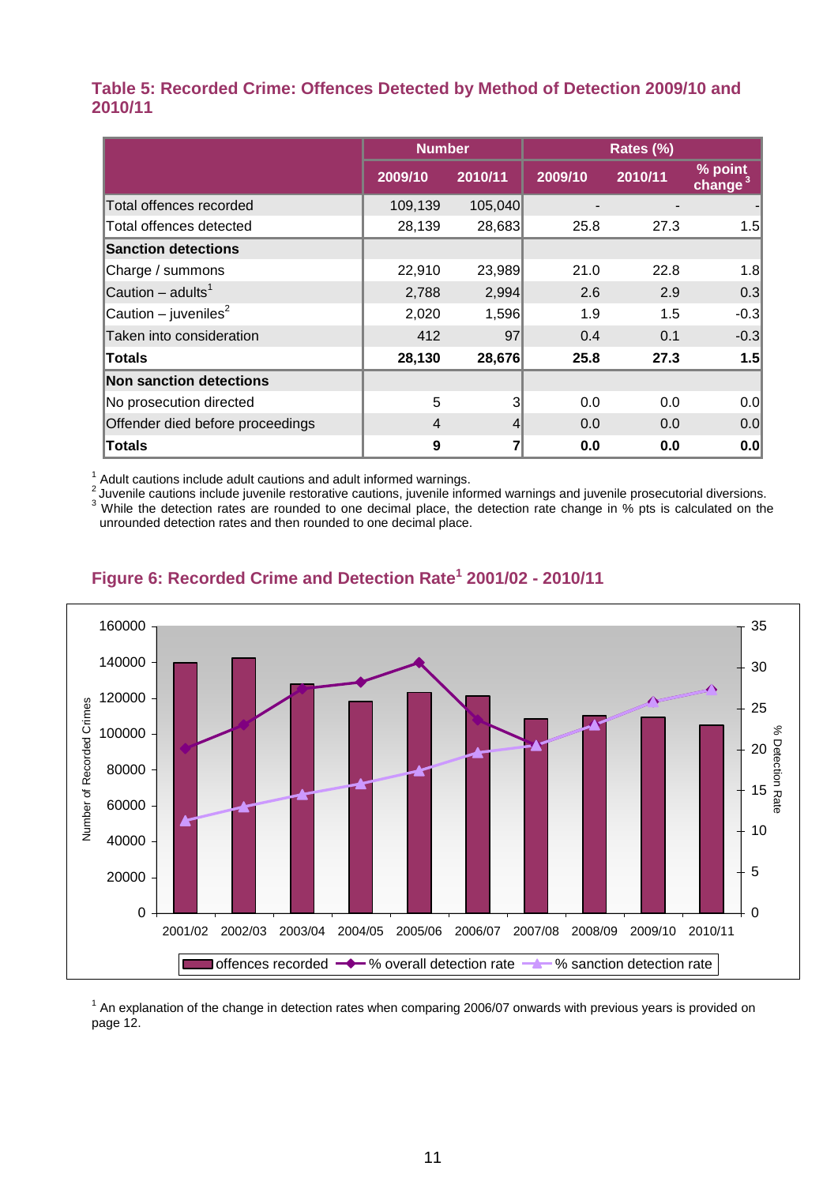### Table 5: Recorded Crime: Offences Detected by Method of Detection 2009/10 and 2010/11

| | Number | | Rates (%) | | |
|---|---|---|---|---|---|
| | 2009/10 | 2010/11 | 2009/10 | 2010/11 | % point change[3] |
| Total offences recorded | 109,139 | 105,040 | - | - | - |
| Total offences detected | 28,139 | 28,683 | 25.8 | 27.3 | 1.5 |
| **Sanction detections** | | | | | |
| Charge / summons | 22,910 | 23,989 | 21.0 | 22.8 | 1.8 |
| Caution – adults[1] | 2,788 | 2,994 | 2.6 | 2.9 | 0.3 |
| Caution – juveniles[2] | 2,020 | 1,596 | 1.9 | 1.5 | -0.3 |
| Taken into consideration | 412 | 97 | 0.4 | 0.1 | -0.3 |
| **Totals** | **28,130** | **28,676** | **25.8** | **27.3** | **1.5** |
| **Non sanction detections** | | | | | |
| No prosecution directed | 5 | 3 | 0.0 | 0.0 | 0.0 |
| Offender died before proceedings | 4 | 4 | 0.0 | 0.0 | 0.0 |
| **Totals** | **9** | **7** | **0.0** | **0.0** | **0.0** |

[1] Adult cautions include adult cautions and adult informed warnings.
[2] Juvenile cautions include juvenile restorative cautions, juvenile informed warnings and juvenile prosecutorial diversions.
[3] While the detection rates are rounded to one decimal place, the detection rate change in % pts is calculated on the unrounded detection rates and then rounded to one decimal place.

### Figure 6: Recorded Crime and Detection Rate[1] 2001/02 - 2010/11

[1] An explanation of the change in detection rates when comparing 2006/07 onwards with previous years is provided on page 12.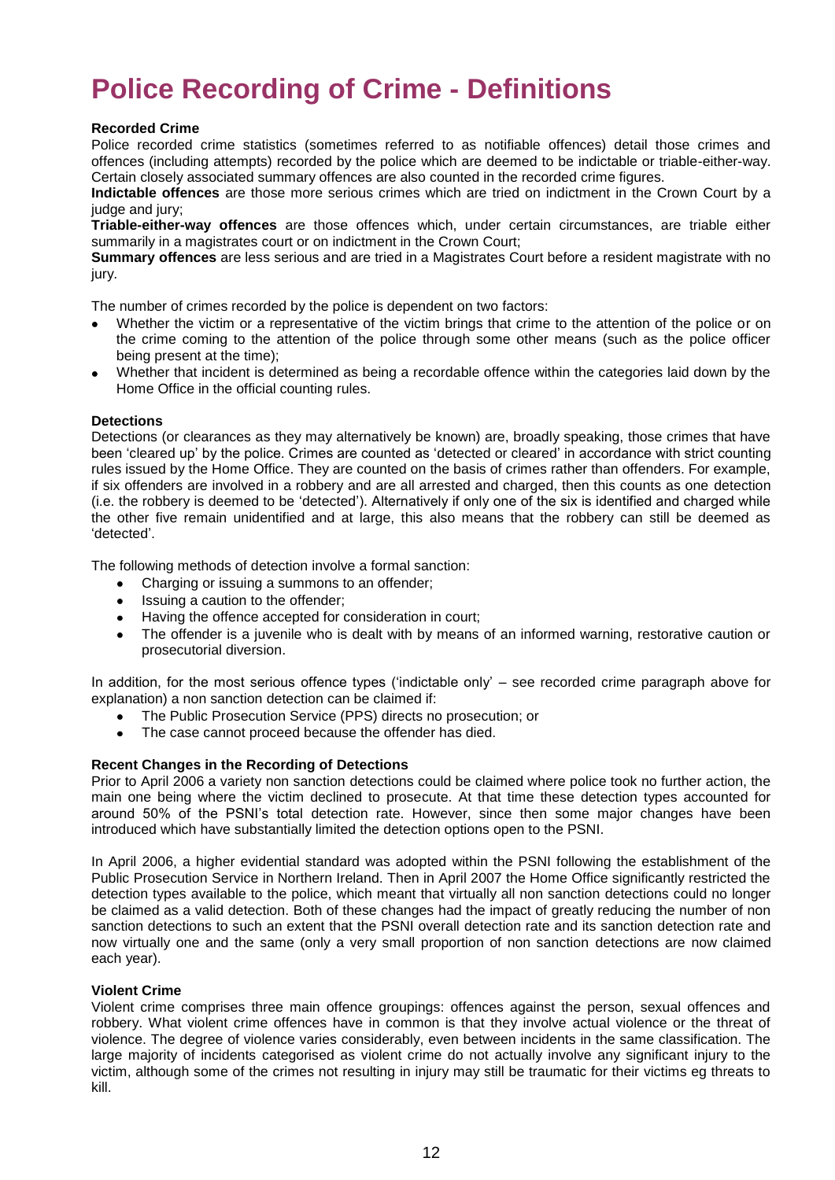# Police Recording of Crime - Definitions

**Recorded Crime**

Police recorded crime statistics (sometimes referred to as notifiable offences) detail those crimes and offences (including attempts) recorded by the police which are deemed to be indictable or triable-either-way. Certain closely associated summary offences are also counted in the recorded crime figures.

**Indictable offences** are those more serious crimes which are tried on indictment in the Crown Court by a judge and jury;

**Triable-either-way offences** are those offences which, under certain circumstances, are triable either summarily in a magistrates court or on indictment in the Crown Court;

**Summary offences** are less serious and are tried in a Magistrates Court before a resident magistrate with no jury.

The number of crimes recorded by the police is dependent on two factors:

- Whether the victim or a representative of the victim brings that crime to the attention of the police or on the crime coming to the attention of the police through some other means (such as the police officer being present at the time);
- Whether that incident is determined as being a recordable offence within the categories laid down by the Home Office in the official counting rules.

**Detections**

Detections (or clearances as they may alternatively be known) are, broadly speaking, those crimes that have been 'cleared up' by the police. Crimes are counted as 'detected or cleared' in accordance with strict counting rules issued by the Home Office. They are counted on the basis of crimes rather than offenders. For example, if six offenders are involved in a robbery and are all arrested and charged, then this counts as one detection (i.e. the robbery is deemed to be 'detected'). Alternatively if only one of the six is identified and charged while the other five remain unidentified and at large, this also means that the robbery can still be deemed as 'detected'.

The following methods of detection involve a formal sanction:

- Charging or issuing a summons to an offender;
- Issuing a caution to the offender;
- Having the offence accepted for consideration in court;
- The offender is a juvenile who is dealt with by means of an informed warning, restorative caution or prosecutorial diversion.

In addition, for the most serious offence types ('indictable only' – see recorded crime paragraph above for explanation) a non sanction detection can be claimed if:

- The Public Prosecution Service (PPS) directs no prosecution; or
- The case cannot proceed because the offender has died.

**Recent Changes in the Recording of Detections**

Prior to April 2006 a variety non sanction detections could be claimed where police took no further action, the main one being where the victim declined to prosecute. At that time these detection types accounted for around 50% of the PSNI's total detection rate. However, since then some major changes have been introduced which have substantially limited the detection options open to the PSNI.

In April 2006, a higher evidential standard was adopted within the PSNI following the establishment of the Public Prosecution Service in Northern Ireland. Then in April 2007 the Home Office significantly restricted the detection types available to the police, which meant that virtually all non sanction detections could no longer be claimed as a valid detection. Both of these changes had the impact of greatly reducing the number of non sanction detections to such an extent that the PSNI overall detection rate and its sanction detection rate and now virtually one and the same (only a very small proportion of non sanction detections are now claimed each year).

**Violent Crime**

Violent crime comprises three main offence groupings: offences against the person, sexual offences and robbery. What violent crime offences have in common is that they involve actual violence or the threat of violence. The degree of violence varies considerably, even between incidents in the same classification. The large majority of incidents categorised as violent crime do not actually involve any significant injury to the victim, although some of the crimes not resulting in injury may still be traumatic for their victims eg threats to kill.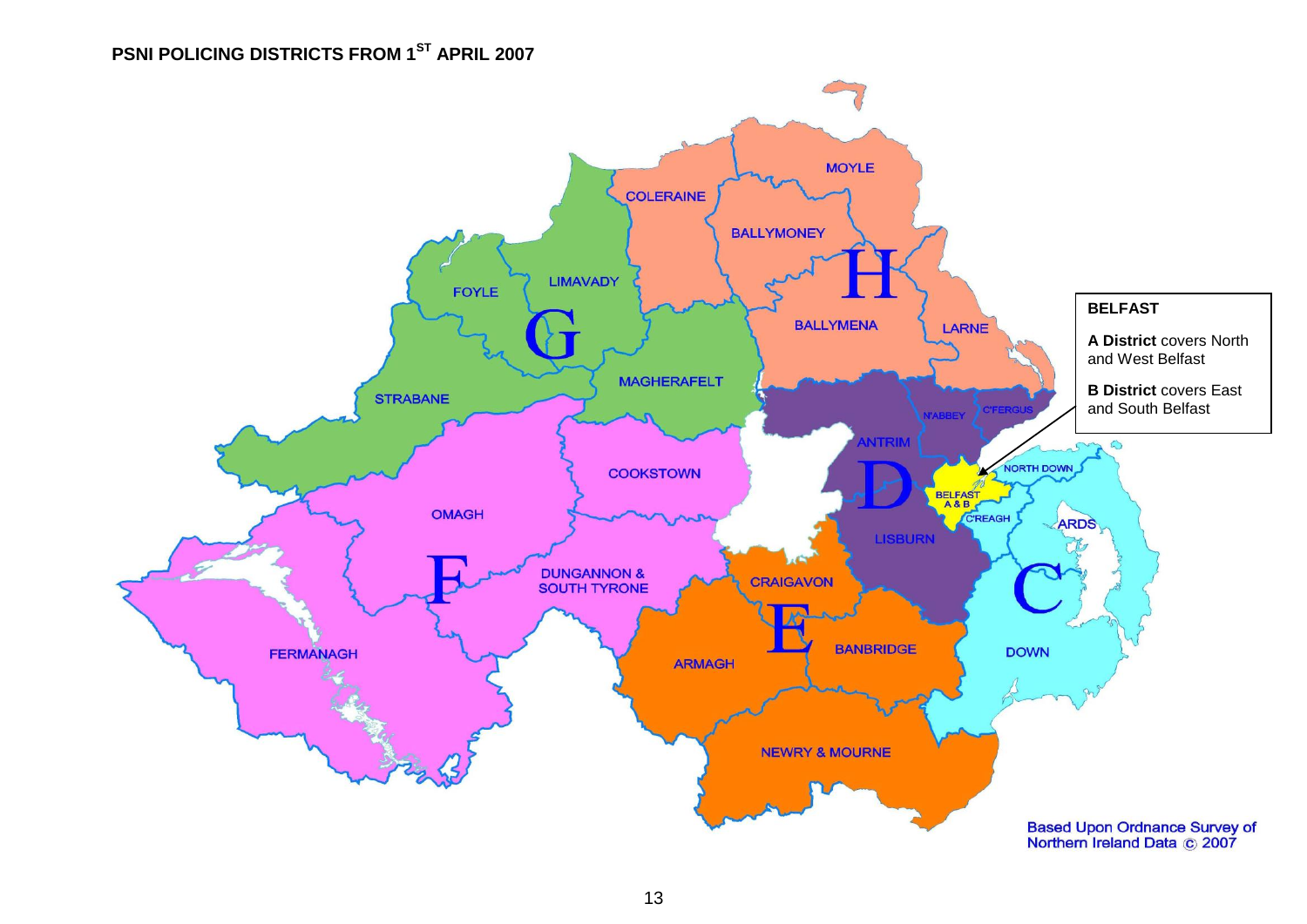**PSNI POLICING DISTRICTS FROM 1ST APRIL 2007**

MOYLE
COLERAINE
BALLYMONEY
H
LIMAVADY
FOYLE
G
BALLYMENA
LARNE
MAGHERAFELT
STRABANE
N'ABBEY
C'FERGUS
ANTRIM
COOKSTOWN
D
NORTH DOWN
BELFAST A & B
C'REAGH
ARDS
OMAGH
LISBURN
F
DUNGANNON & SOUTH TYRONE
CRAIGAVON
C
E
FERMANAGH
BANBRIDGE
DOWN
ARMAGH
NEWRY & MOURNE

**BELFAST**

**A District** covers North and West Belfast

**B District** covers East and South Belfast

Based Upon Ordnance Survey of Northern Ireland Data © 2007